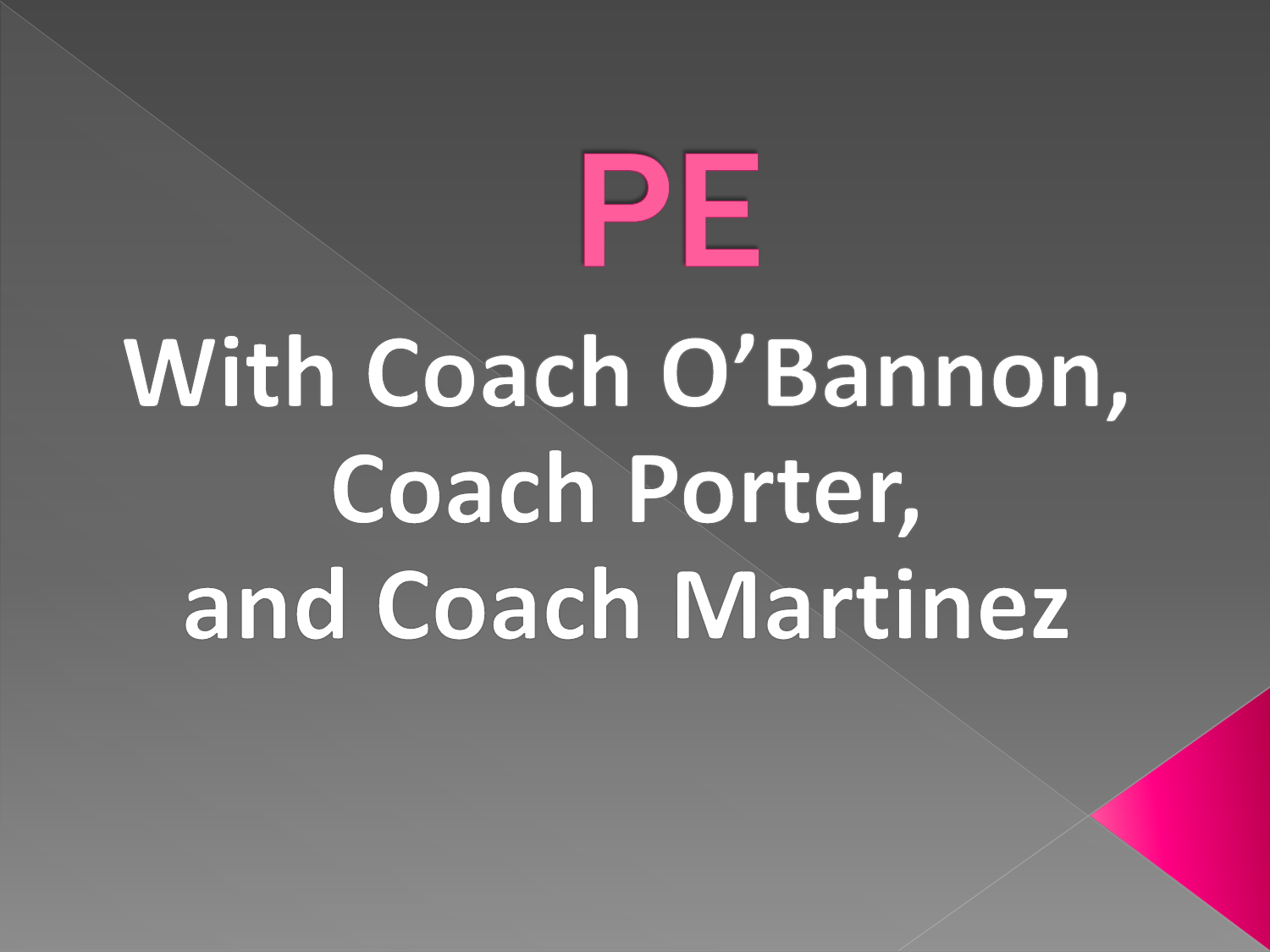# PE

## With Coach O'Bannon, Coach Porter, and Coach Martinez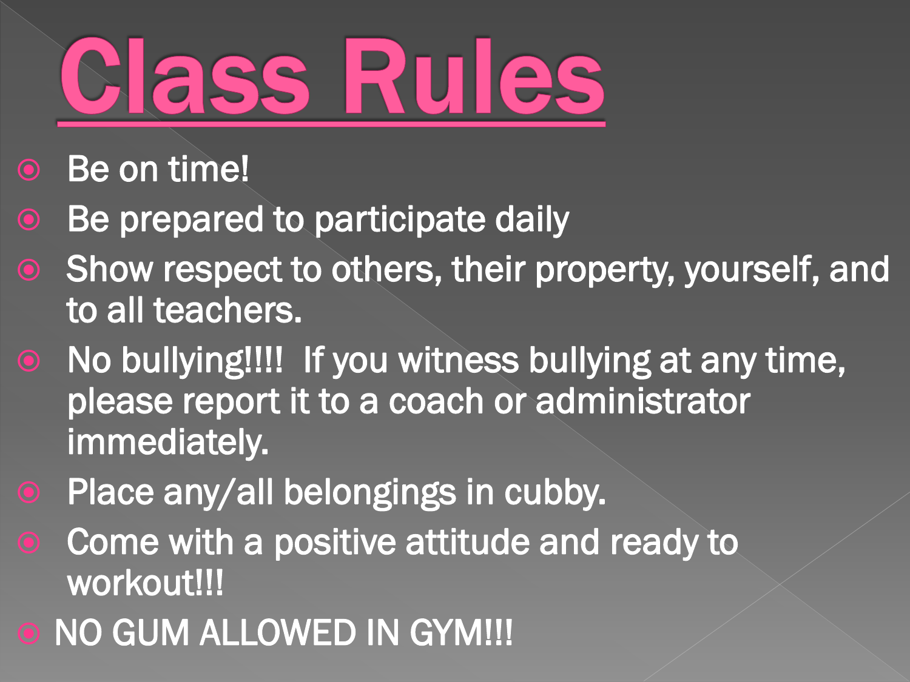# Class Rules

- Be on time!
- Be prepared to participate daily
- Show respect to others, their property, yourself, and to all teachers.
- No bullying!!!! If you witness bullying at any time, please report it to a coach or administrator immediately.
- Place any/all belongings in cubby.
- Come with a positive attitude and ready to workout!!!
- NO GUM ALLOWED IN GYM!!!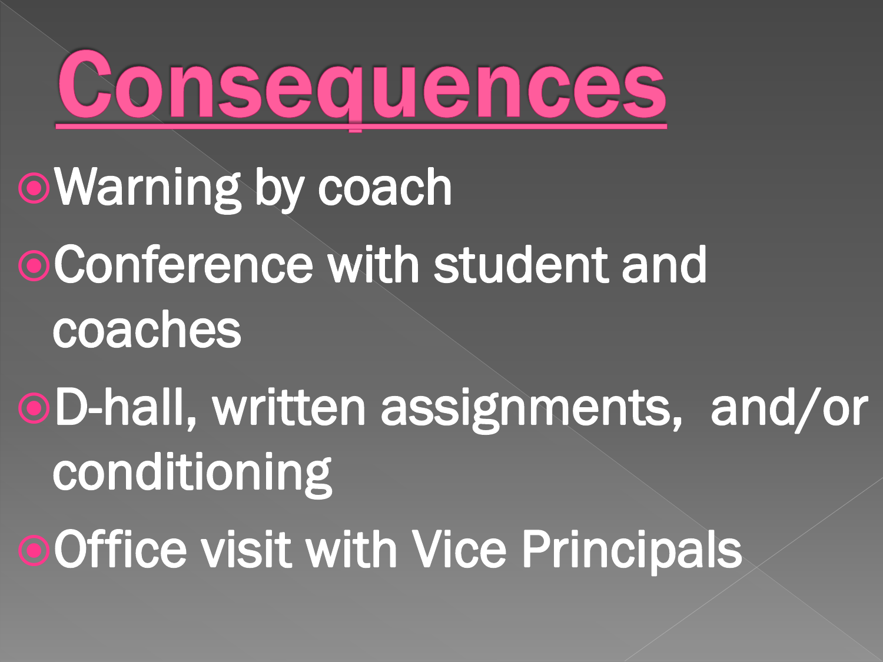# Consequences

- Warning by coach
- Conference with student and coaches
- D-hall, written assignments, and/or conditioning
- Office visit with Vice Principals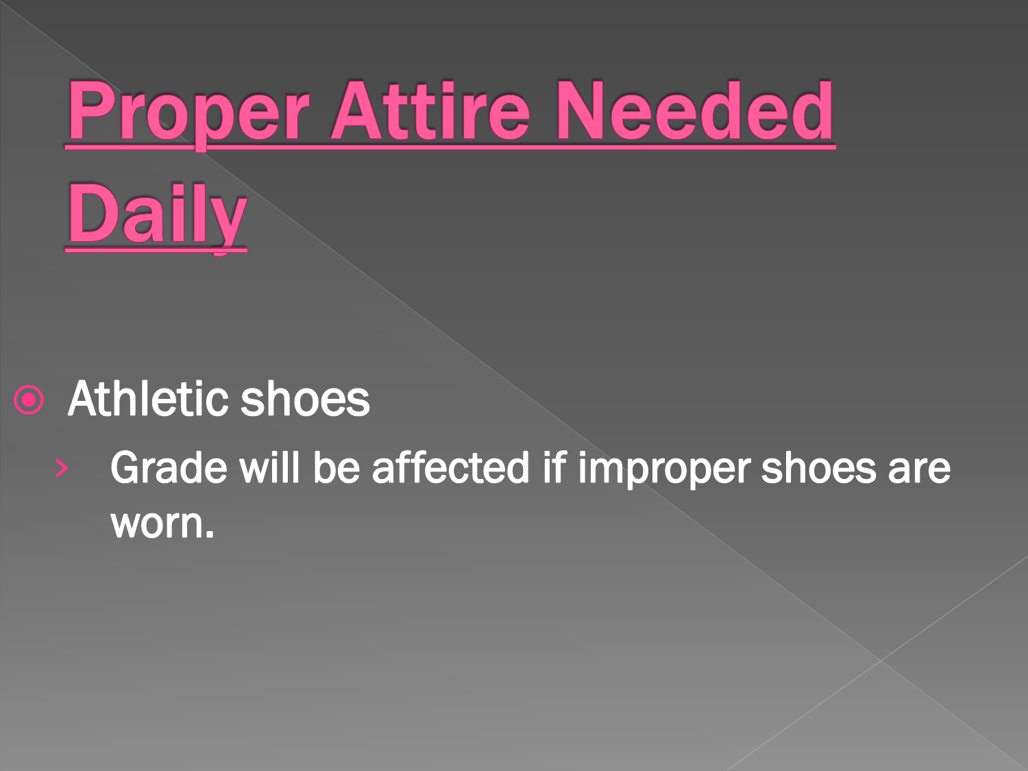# Proper Attire Needed Daily

- Athletic shoes
  - Grade will be affected if improper shoes are worn.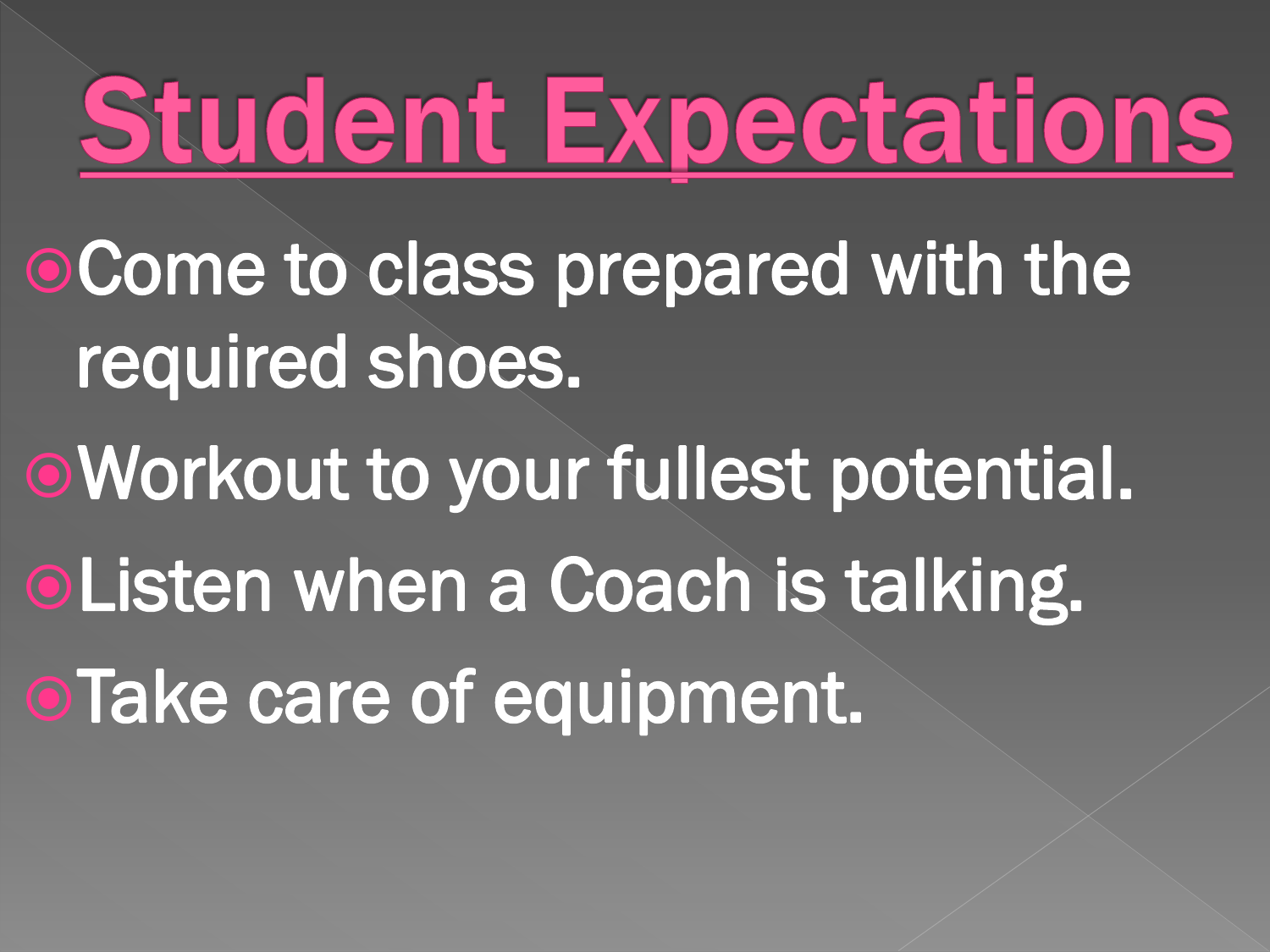# Student Expectations

- Come to class prepared with the required shoes.
- Workout to your fullest potential.
- Listen when a Coach is talking.
- Take care of equipment.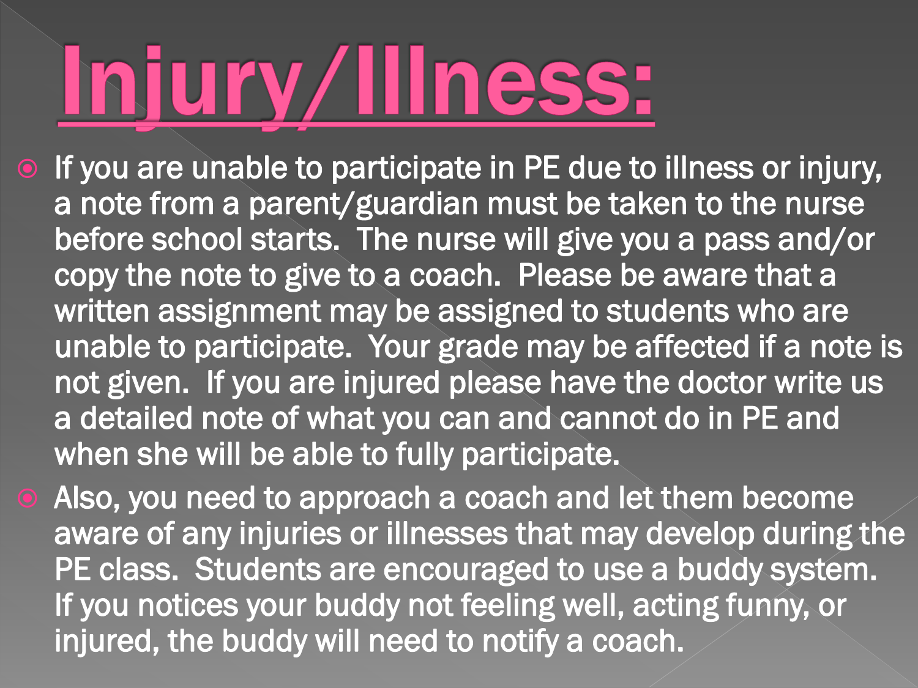# Injury/Illness:

- If you are unable to participate in PE due to illness or injury, a note from a parent/guardian must be taken to the nurse before school starts. The nurse will give you a pass and/or copy the note to give to a coach. Please be aware that a written assignment may be assigned to students who are unable to participate. Your grade may be affected if a note is not given. If you are injured please have the doctor write us a detailed note of what you can and cannot do in PE and when she will be able to fully participate.
- Also, you need to approach a coach and let them become aware of any injuries or illnesses that may develop during the PE class. Students are encouraged to use a buddy system. If you notices your buddy not feeling well, acting funny, or injured, the buddy will need to notify a coach.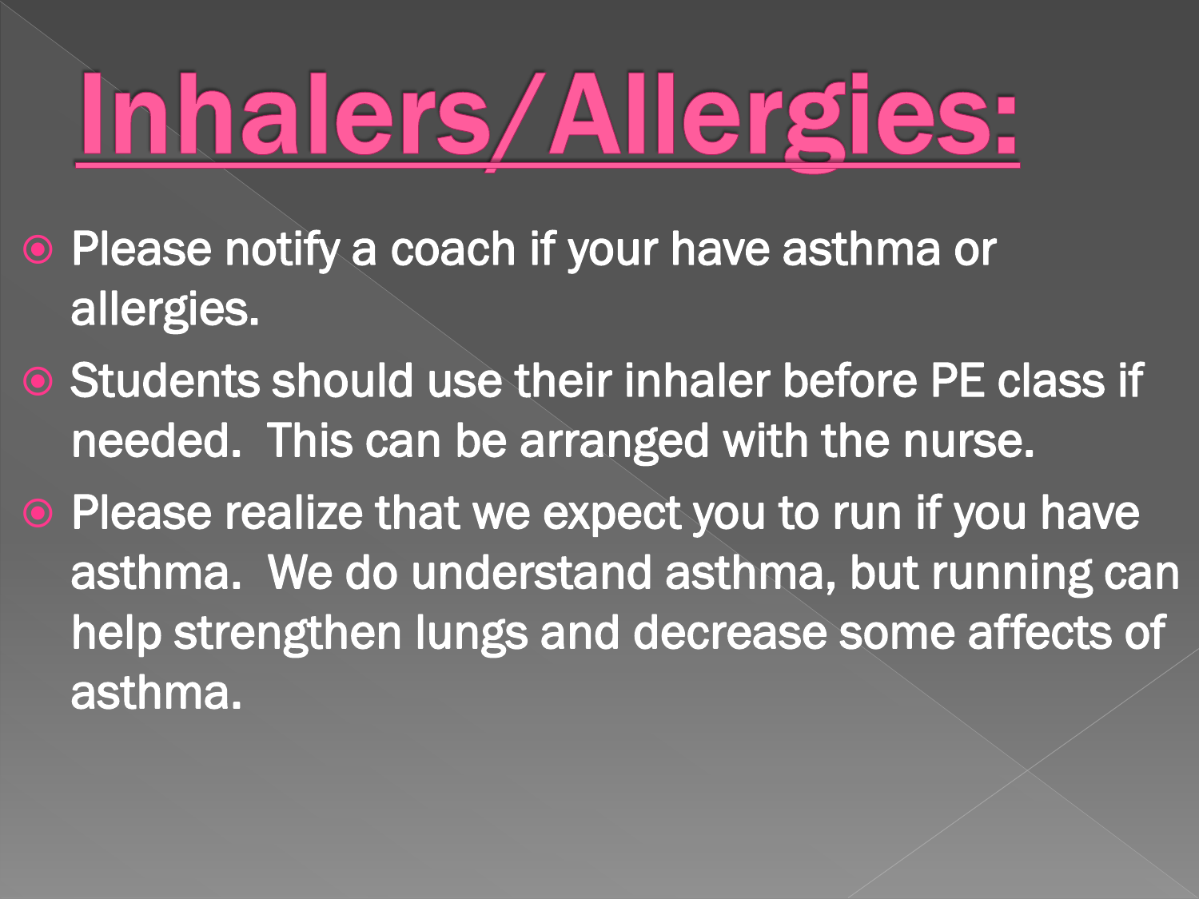# Inhalers/Allergies:

- Please notify a coach if your have asthma or allergies.
- Students should use their inhaler before PE class if needed. This can be arranged with the nurse.
- Please realize that we expect you to run if you have asthma. We do understand asthma, but running can help strengthen lungs and decrease some affects of asthma.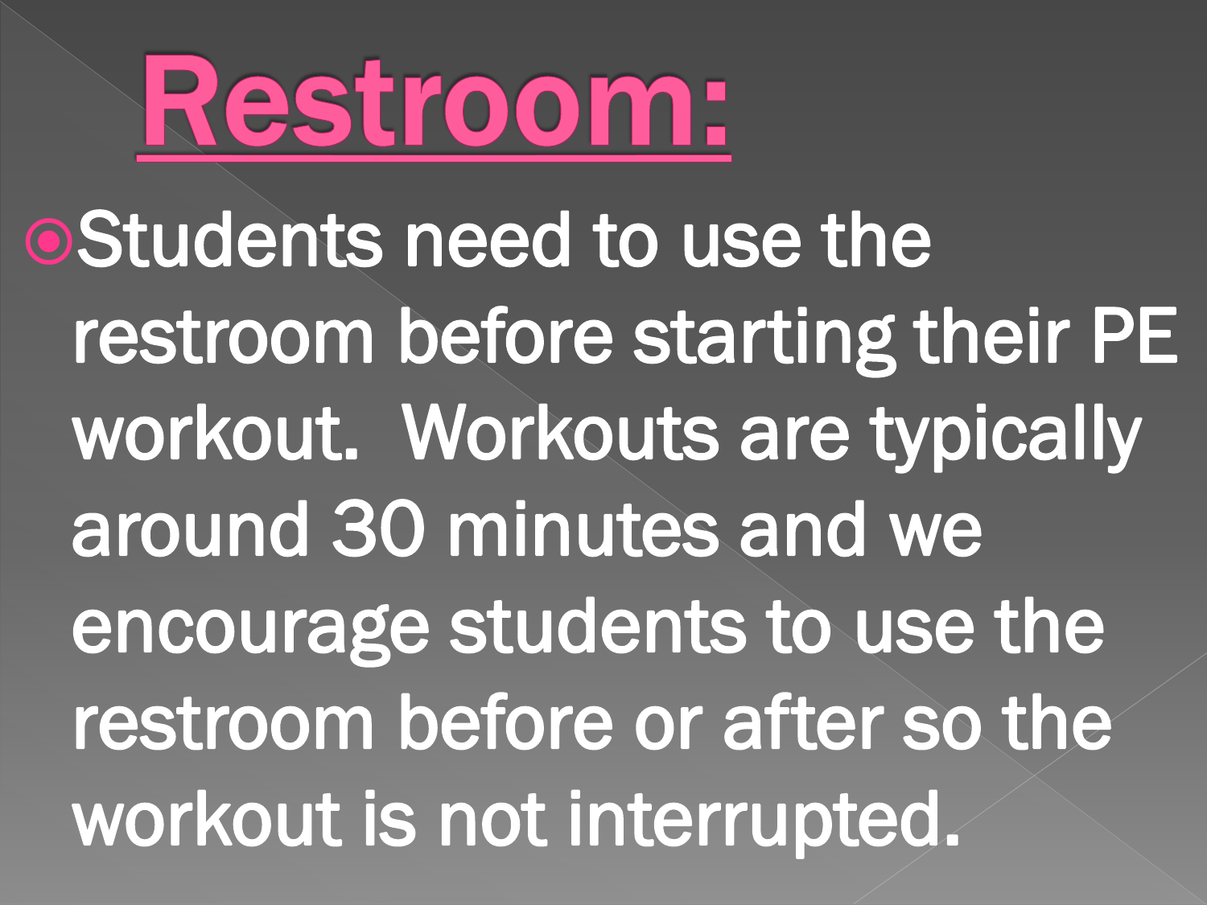# Restroom:

- Students need to use the restroom before starting their PE workout.  Workouts are typically around 30 minutes and we encourage students to use the restroom before or after so the workout is not interrupted.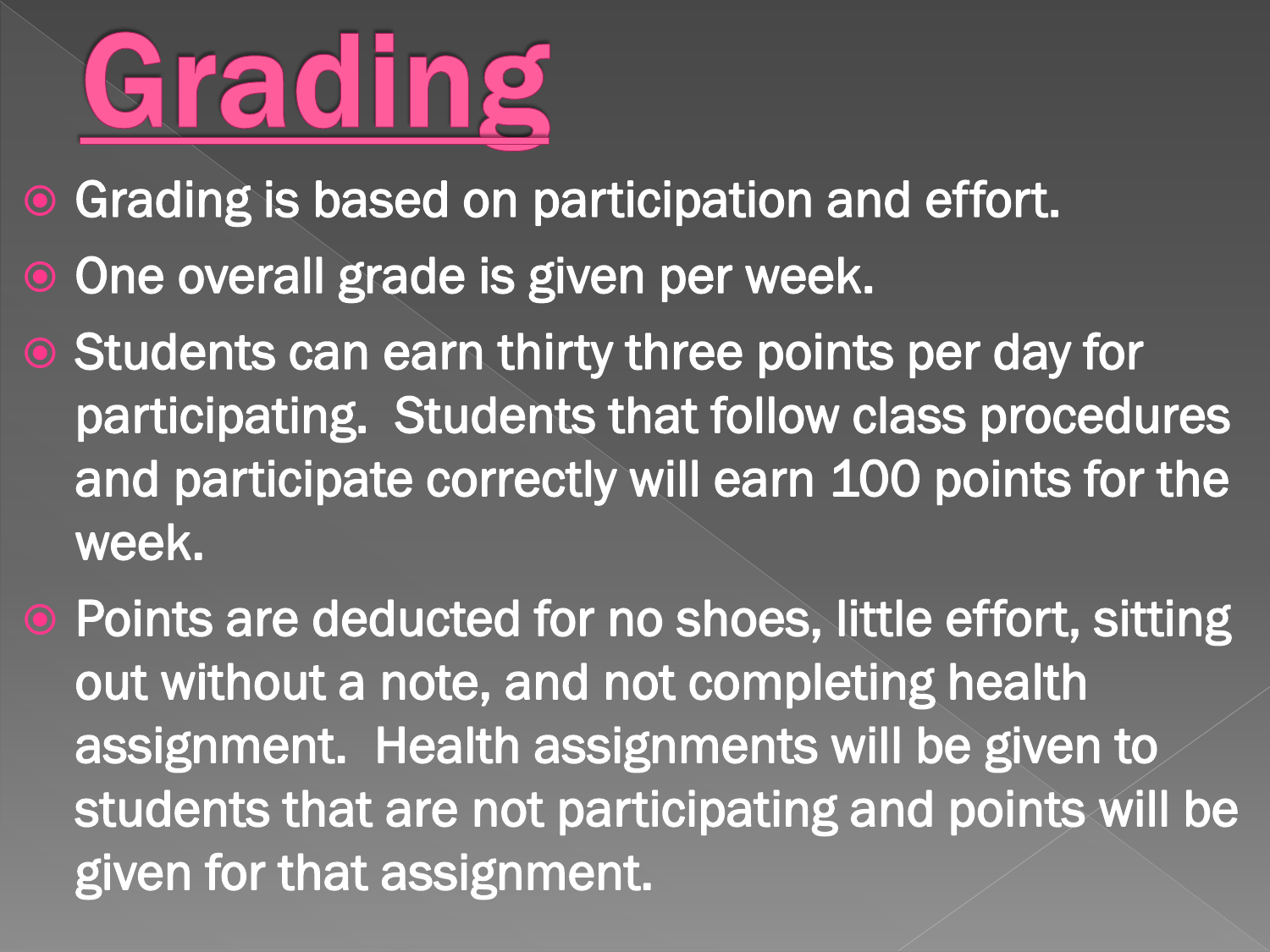# Grading

- Grading is based on participation and effort.
- One overall grade is given per week.
- Students can earn thirty three points per day for participating. Students that follow class procedures and participate correctly will earn 100 points for the week.
- Points are deducted for no shoes, little effort, sitting out without a note, and not completing health assignment. Health assignments will be given to students that are not participating and points will be given for that assignment.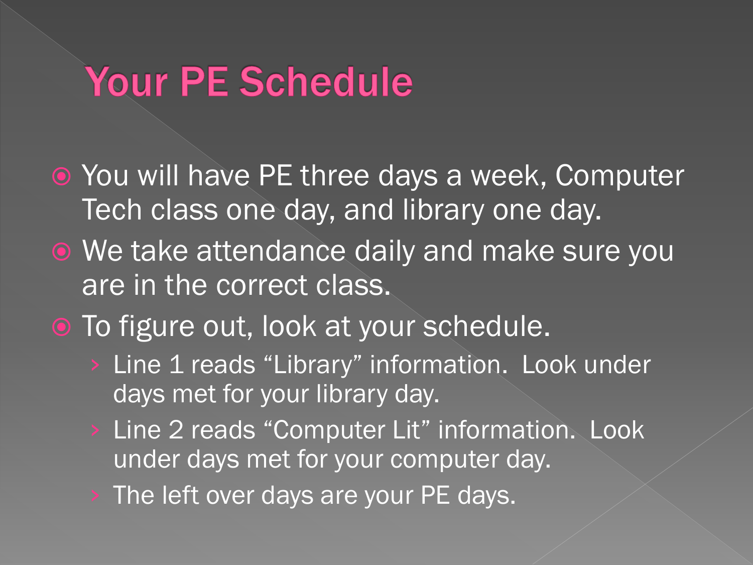# Your PE Schedule

- You will have PE three days a week, Computer Tech class one day, and library one day.
- We take attendance daily and make sure you are in the correct class.
- To figure out, look at your schedule.
  - Line 1 reads "Library" information. Look under days met for your library day.
  - Line 2 reads "Computer Lit" information. Look under days met for your computer day.
  - The left over days are your PE days.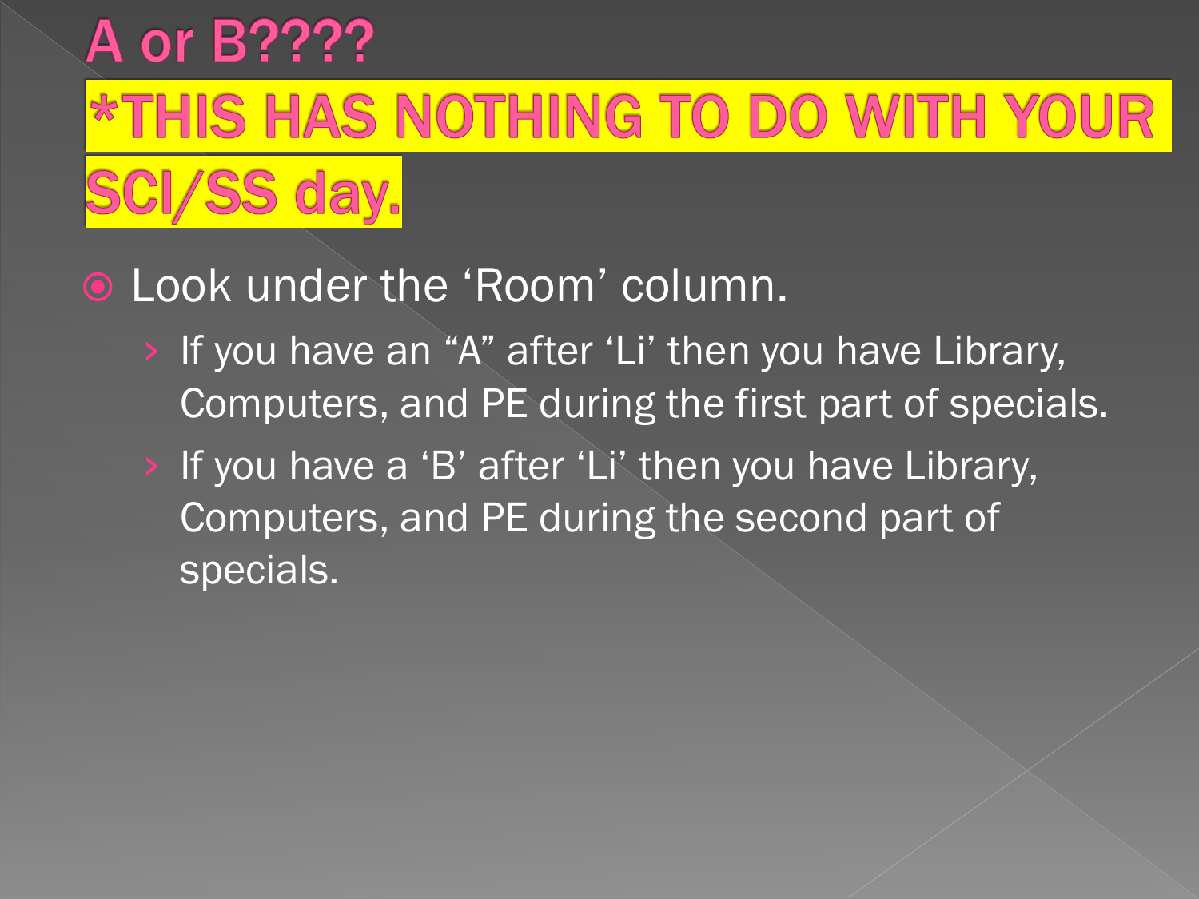# A or B????

***THIS HAS NOTHING TO DO WITH YOUR SCI/SS day.**

- Look under the ‘Room’ column.
  - If you have an “A” after ‘Li’ then you have Library, Computers, and PE during the first part of specials.
  - If you have a ‘B’ after ‘Li’ then you have Library, Computers, and PE during the second part of specials.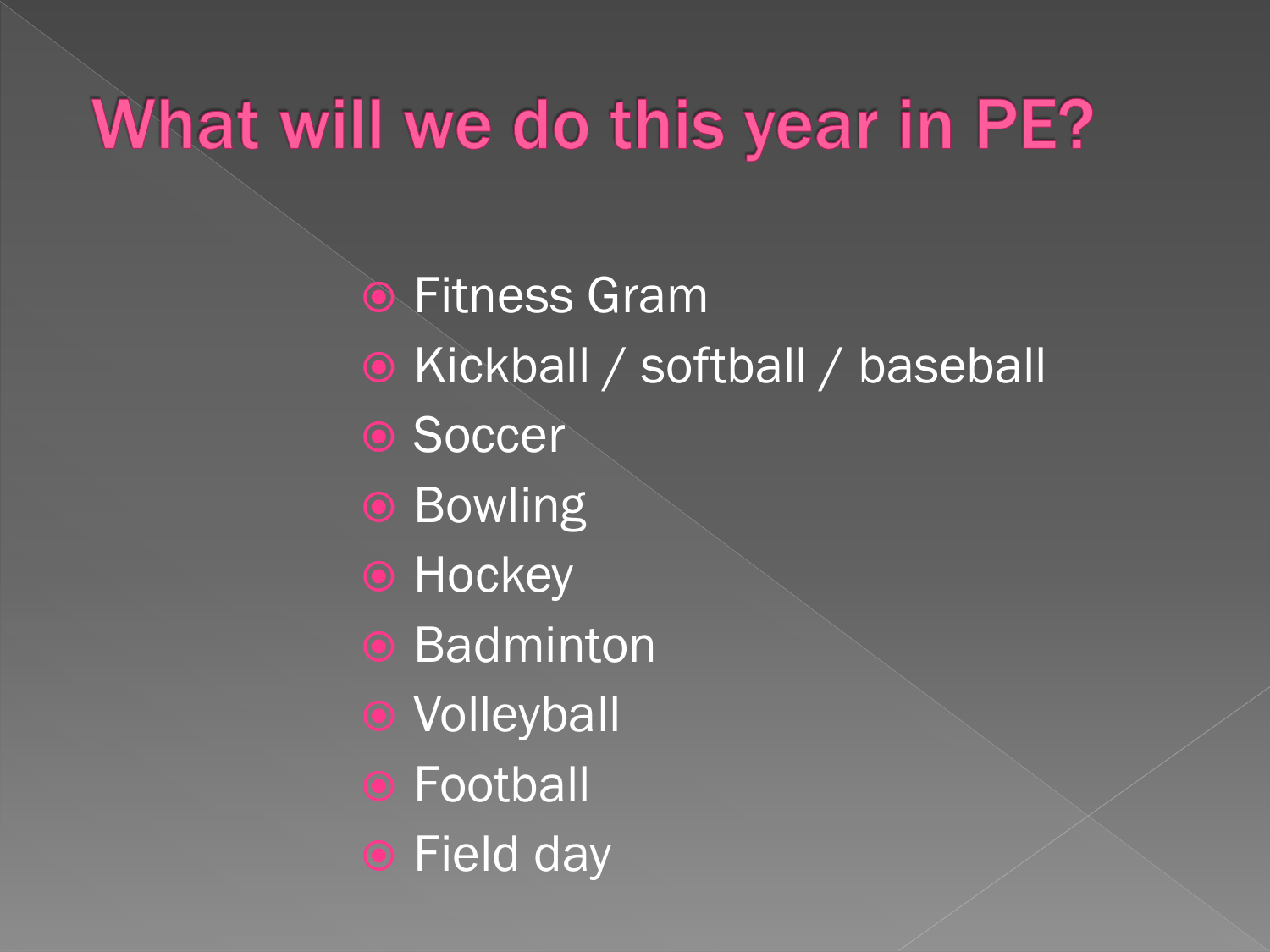# What will we do this year in PE?

- Fitness Gram
- Kickball / softball / baseball
- Soccer
- Bowling
- Hockey
- Badminton
- Volleyball
- Football
- Field day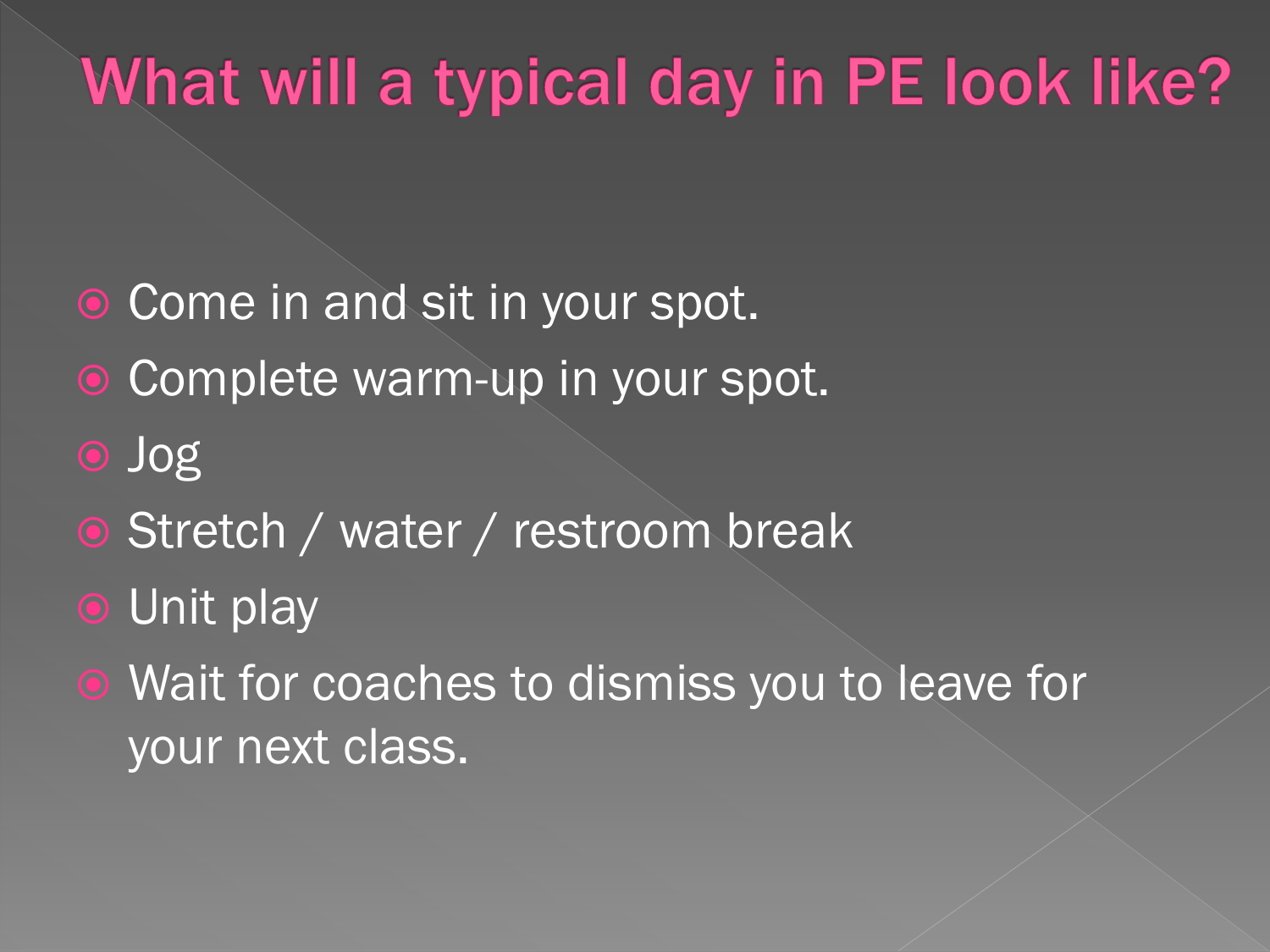# What will a typical day in PE look like?

- Come in and sit in your spot.
- Complete warm-up in your spot.
- Jog
- Stretch / water / restroom break
- Unit play
- Wait for coaches to dismiss you to leave for your next class.